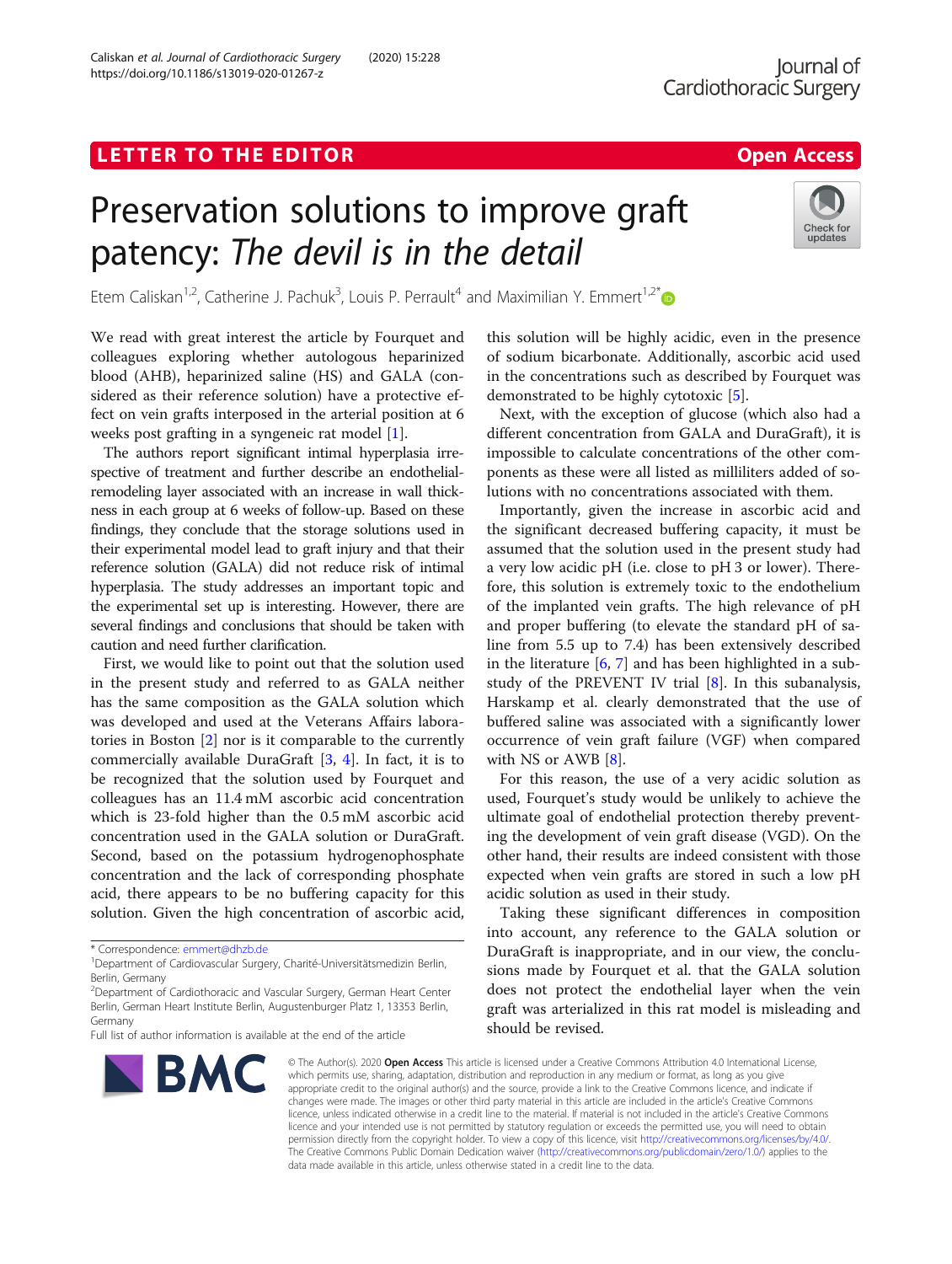LETTER TO THE EDITOR

Open Access

# Preservation solutions to improve graft patency: *The devil is in the detail*

Etem Caliskan[1,2], Catherine J. Pachuk[3], Louis P. Perrault[4] and Maximilian Y. Emmert[1,2*]

We read with great interest the article by Fourquet and colleagues exploring whether autologous heparinized blood (AHB), heparinized saline (HS) and GALA (considered as their reference solution) have a protective effect on vein grafts interposed in the arterial position at 6 weeks post grafting in a syngeneic rat model [1].

The authors report significant intimal hyperplasia irrespective of treatment and further describe an endothelial-remodeling layer associated with an increase in wall thickness in each group at 6 weeks of follow-up. Based on these findings, they conclude that the storage solutions used in their experimental model lead to graft injury and that their reference solution (GALA) did not reduce risk of intimal hyperplasia. The study addresses an important topic and the experimental set up is interesting. However, there are several findings and conclusions that should be taken with caution and need further clarification.

First, we would like to point out that the solution used in the present study and referred to as GALA neither has the same composition as the GALA solution which was developed and used at the Veterans Affairs laboratories in Boston [2] nor is it comparable to the currently commercially available DuraGraft [3, 4]. In fact, it is to be recognized that the solution used by Fourquet and colleagues has an 11.4 mM ascorbic acid concentration which is 23-fold higher than the 0.5 mM ascorbic acid concentration used in the GALA solution or DuraGraft. Second, based on the potassium hydrogenophosphate concentration and the lack of corresponding phosphate acid, there appears to be no buffering capacity for this solution. Given the high concentration of ascorbic acid, this solution will be highly acidic, even in the presence of sodium bicarbonate. Additionally, ascorbic acid used in the concentrations such as described by Fourquet was demonstrated to be highly cytotoxic [5].

Next, with the exception of glucose (which also had a different concentration from GALA and DuraGraft), it is impossible to calculate concentrations of the other components as these were all listed as milliliters added of solutions with no concentrations associated with them.

Importantly, given the increase in ascorbic acid and the significant decreased buffering capacity, it must be assumed that the solution used in the present study had a very low acidic pH (i.e. close to pH 3 or lower). Therefore, this solution is extremely toxic to the endothelium of the implanted vein grafts. The high relevance of pH and proper buffering (to elevate the standard pH of saline from 5.5 up to 7.4) has been extensively described in the literature [6, 7] and has been highlighted in a substudy of the PREVENT IV trial [8]. In this subanalysis, Harskamp et al. clearly demonstrated that the use of buffered saline was associated with a significantly lower occurrence of vein graft failure (VGF) when compared with NS or AWB [8].

For this reason, the use of a very acidic solution as used, Fourquet's study would be unlikely to achieve the ultimate goal of endothelial protection thereby preventing the development of vein graft disease (VGD). On the other hand, their results are indeed consistent with those expected when vein grafts are stored in such a low pH acidic solution as used in their study.

Taking these significant differences in composition into account, any reference to the GALA solution or DuraGraft is inappropriate, and in our view, the conclusions made by Fourquet et al. that the GALA solution does not protect the endothelial layer when the vein graft was arterialized in this rat model is misleading and should be revised.

---

* Correspondence: emmert@dhzb.de
[1]Department of Cardiovascular Surgery, Charité-Universitätsmedizin Berlin, Berlin, Germany
[2]Department of Cardiothoracic and Vascular Surgery, German Heart Center Berlin, German Heart Institute Berlin, Augustenburger Platz 1, 13353 Berlin, Germany
Full list of author information is available at the end of the article

© The Author(s). 2020 **Open Access** This article is licensed under a Creative Commons Attribution 4.0 International License, which permits use, sharing, adaptation, distribution and reproduction in any medium or format, as long as you give appropriate credit to the original author(s) and the source, provide a link to the Creative Commons licence, and indicate if changes were made. The images or other third party material in this article are included in the article's Creative Commons licence, unless indicated otherwise in a credit line to the material. If material is not included in the article's Creative Commons licence and your intended use is not permitted by statutory regulation or exceeds the permitted use, you will need to obtain permission directly from the copyright holder. To view a copy of this licence, visit http://creativecommons.org/licenses/by/4.0/. The Creative Commons Public Domain Dedication waiver (http://creativecommons.org/publicdomain/zero/1.0/) applies to the data made available in this article, unless otherwise stated in a credit line to the data.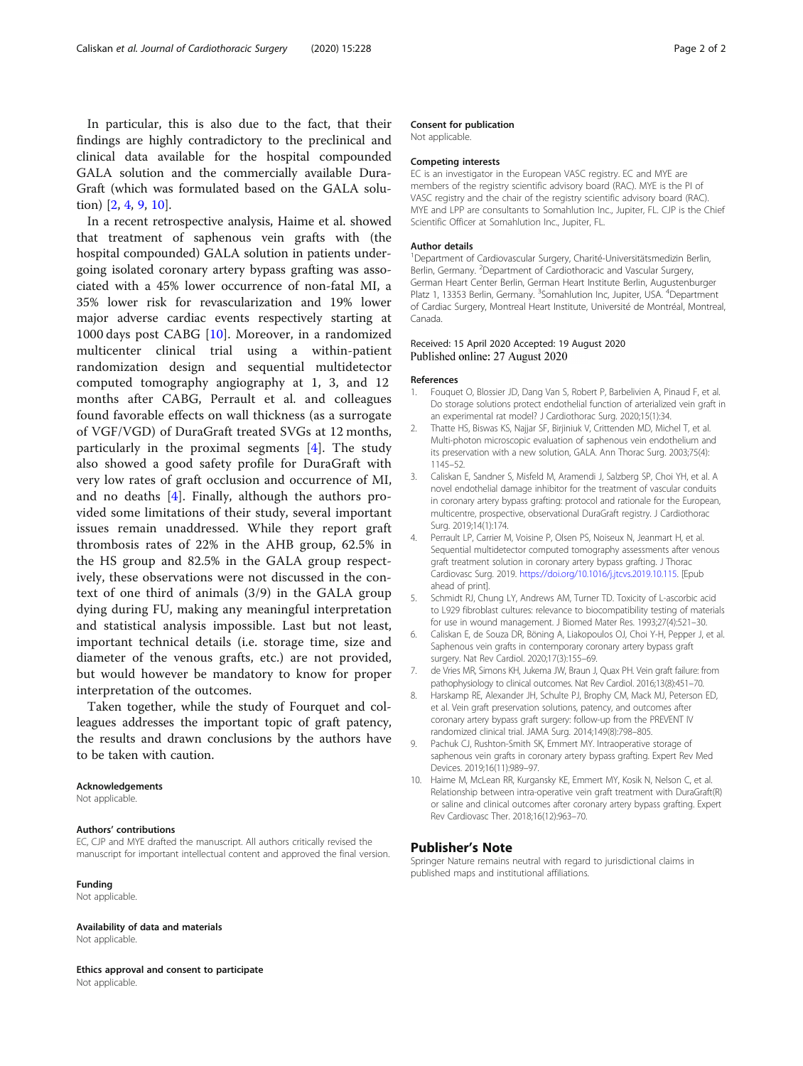In particular, this is also due to the fact, that their findings are highly contradictory to the preclinical and clinical data available for the hospital compounded GALA solution and the commercially available DuraGraft (which was formulated based on the GALA solution) [2, 4, 9, 10].

In a recent retrospective analysis, Haime et al. showed that treatment of saphenous vein grafts with (the hospital compounded) GALA solution in patients undergoing isolated coronary artery bypass grafting was associated with a 45% lower occurrence of non-fatal MI, a 35% lower risk for revascularization and 19% lower major adverse cardiac events respectively starting at 1000 days post CABG [10]. Moreover, in a randomized multicenter clinical trial using a within-patient randomization design and sequential multidetector computed tomography angiography at 1, 3, and 12 months after CABG, Perrault et al. and colleagues found favorable effects on wall thickness (as a surrogate of VGF/VGD) of DuraGraft treated SVGs at 12 months, particularly in the proximal segments [4]. The study also showed a good safety profile for DuraGraft with very low rates of graft occlusion and occurrence of MI, and no deaths [4]. Finally, although the authors provided some limitations of their study, several important issues remain unaddressed. While they report graft thrombosis rates of 22% in the AHB group, 62.5% in the HS group and 82.5% in the GALA group respectively, these observations were not discussed in the context of one third of animals (3/9) in the GALA group dying during FU, making any meaningful interpretation and statistical analysis impossible. Last but not least, important technical details (i.e. storage time, size and diameter of the venous grafts, etc.) are not provided, but would however be mandatory to know for proper interpretation of the outcomes.

Taken together, while the study of Fourquet and colleagues addresses the important topic of graft patency, the results and drawn conclusions by the authors have to be taken with caution.

#### Acknowledgements
Not applicable.

#### Authors' contributions
EC, CJP and MYE drafted the manuscript. All authors critically revised the manuscript for important intellectual content and approved the final version.

#### Funding
Not applicable.

#### Availability of data and materials
Not applicable.

#### Ethics approval and consent to participate
Not applicable.

#### Consent for publication
Not applicable.

#### Competing interests
EC is an investigator in the European VASC registry. EC and MYE are members of the registry scientific advisory board (RAC). MYE is the PI of VASC registry and the chair of the registry scientific advisory board (RAC). MYE and LPP are consultants to Somahlution Inc., Jupiter, FL. CJP is the Chief Scientific Officer at Somahlution Inc., Jupiter, FL.

#### Author details
[1]Department of Cardiovascular Surgery, Charité-Universitätsmedizin Berlin, Berlin, Germany. [2]Department of Cardiothoracic and Vascular Surgery, German Heart Center Berlin, German Heart Institute Berlin, Augustenburger Platz 1, 13353 Berlin, Germany. [3]Somahlution Inc, Jupiter, USA. [4]Department of Cardiac Surgery, Montreal Heart Institute, Université de Montréal, Montreal, Canada.

Received: 15 April 2020 Accepted: 19 August 2020
Published online: 27 August 2020

#### References
1. Fouquet O, Blossier JD, Dang Van S, Robert P, Barbelivien A, Pinaud F, et al. Do storage solutions protect endothelial function of arterialized vein graft in an experimental rat model? J Cardiothorac Surg. 2020;15(1):34.
2. Thatte HS, Biswas KS, Najjar SF, Birjiniuk V, Crittenden MD, Michel T, et al. Multi-photon microscopic evaluation of saphenous vein endothelium and its preservation with a new solution, GALA. Ann Thorac Surg. 2003;75(4):1145–52.
3. Caliskan E, Sandner S, Misfeld M, Aramendi J, Salzberg SP, Choi YH, et al. A novel endothelial damage inhibitor for the treatment of vascular conduits in coronary artery bypass grafting: protocol and rationale for the European, multicentre, prospective, observational DuraGraft registry. J Cardiothorac Surg. 2019;14(1):174.
4. Perrault LP, Carrier M, Voisine P, Olsen PS, Noiseux N, Jeanmart H, et al. Sequential multidetector computed tomography assessments after venous graft treatment solution in coronary artery bypass grafting. J Thorac Cardiovasc Surg. 2019. https://doi.org/10.1016/j.jtcvs.2019.10.115. [Epub ahead of print].
5. Schmidt RJ, Chung LY, Andrews AM, Turner TD. Toxicity of L-ascorbic acid to L929 fibroblast cultures: relevance to biocompatibility testing of materials for use in wound management. J Biomed Mater Res. 1993;27(4):521–30.
6. Caliskan E, de Souza DR, Böning A, Liakopoulos OJ, Choi Y-H, Pepper J, et al. Saphenous vein grafts in contemporary coronary artery bypass graft surgery. Nat Rev Cardiol. 2020;17(3):155–69.
7. de Vries MR, Simons KH, Jukema JW, Braun J, Quax PH. Vein graft failure: from pathophysiology to clinical outcomes. Nat Rev Cardiol. 2016;13(8):451–70.
8. Harskamp RE, Alexander JH, Schulte PJ, Brophy CM, Mack MJ, Peterson ED, et al. Vein graft preservation solutions, patency, and outcomes after coronary artery bypass graft surgery: follow-up from the PREVENT IV randomized clinical trial. JAMA Surg. 2014;149(8):798–805.
9. Pachuk CJ, Rushton-Smith SK, Emmert MY. Intraoperative storage of saphenous vein grafts in coronary artery bypass grafting. Expert Rev Med Devices. 2019;16(11):989–97.
10. Haime M, McLean RR, Kurgansky KE, Emmert MY, Kosik N, Nelson C, et al. Relationship between intra-operative vein graft treatment with DuraGraft(R) or saline and clinical outcomes after coronary artery bypass grafting. Expert Rev Cardiovasc Ther. 2018;16(12):963–70.

## Publisher's Note
Springer Nature remains neutral with regard to jurisdictional claims in published maps and institutional affiliations.